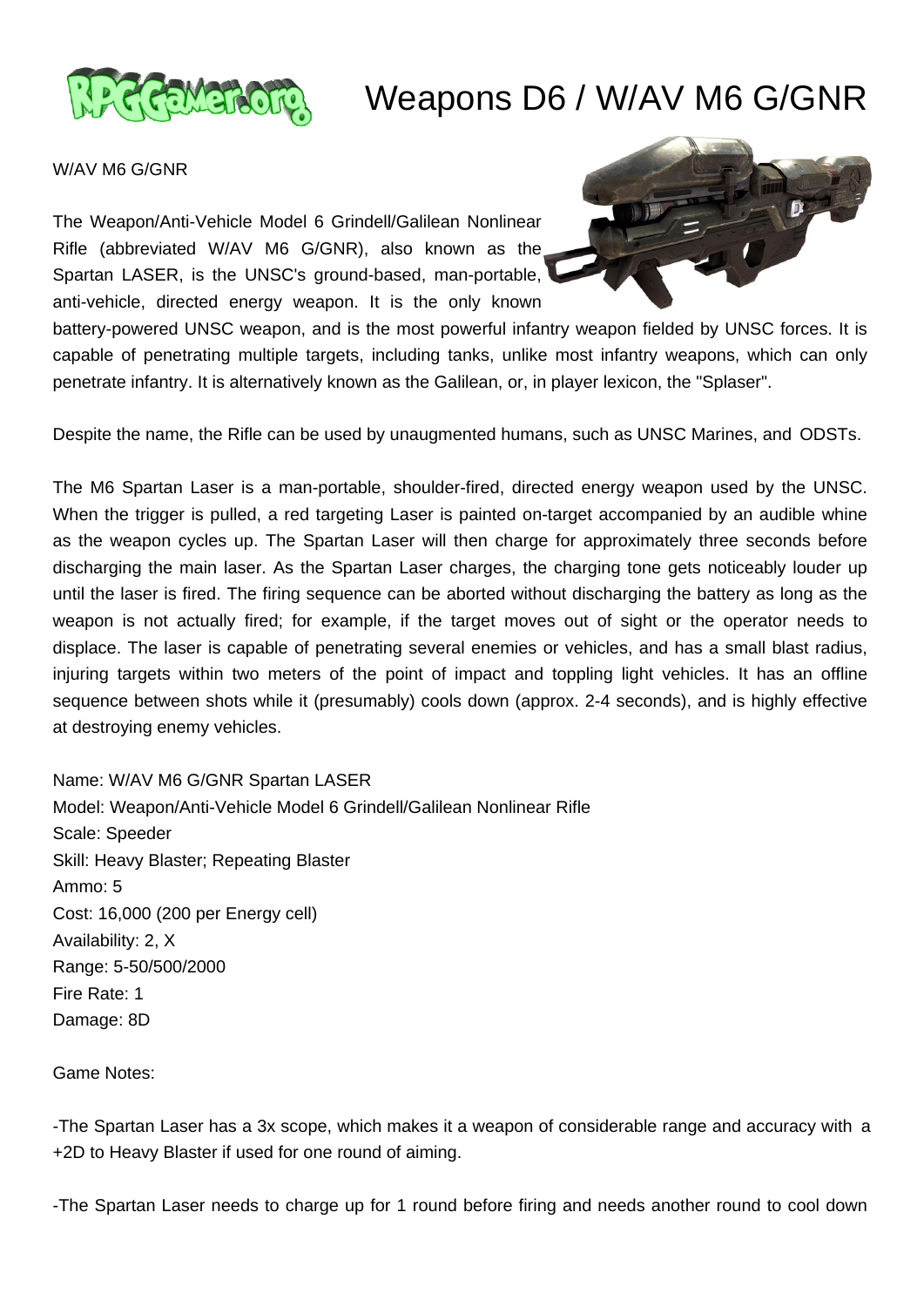# Weapons D6 / W/AV M6 G/GNR

W/AV M6 G/GNR

The Weapon/Anti-Vehicle Model 6 Grindell/Galilean Nonlinear Rifle (abbreviated W/AV M6 G/GNR), also known as the Spartan LASER, is the UNSC's ground-based, man-portable, anti-vehicle, directed energy weapon. It is the only known battery-powered UNSC weapon, and is the most powerful infantry weapon fielded by UNSC forces. It is capable of penetrating multiple targets, including tanks, unlike most infantry weapons, which can only penetrate infantry. It is alternatively known as the Galilean, or, in player lexicon, the "Splaser".

Despite the name, the Rifle can be used by unaugmented humans, such as UNSC Marines, and ODSTs.

The M6 Spartan Laser is a man-portable, shoulder-fired, directed energy weapon used by the UNSC. When the trigger is pulled, a red targeting Laser is painted on-target accompanied by an audible whine as the weapon cycles up. The Spartan Laser will then charge for approximately three seconds before discharging the main laser. As the Spartan Laser charges, the charging tone gets noticeably louder up until the laser is fired. The firing sequence can be aborted without discharging the battery as long as the weapon is not actually fired; for example, if the target moves out of sight or the operator needs to displace. The laser is capable of penetrating several enemies or vehicles, and has a small blast radius, injuring targets within two meters of the point of impact and toppling light vehicles. It has an offline sequence between shots while it (presumably) cools down (approx. 2-4 seconds), and is highly effective at destroying enemy vehicles.

Name: W/AV M6 G/GNR Spartan LASER
Model: Weapon/Anti-Vehicle Model 6 Grindell/Galilean Nonlinear Rifle
Scale: Speeder
Skill: Heavy Blaster; Repeating Blaster
Ammo: 5
Cost: 16,000 (200 per Energy cell)
Availability: 2, X
Range: 5-50/500/2000
Fire Rate: 1
Damage: 8D

Game Notes:

-The Spartan Laser has a 3x scope, which makes it a weapon of considerable range and accuracy with a +2D to Heavy Blaster if used for one round of aiming.

-The Spartan Laser needs to charge up for 1 round before firing and needs another round to cool down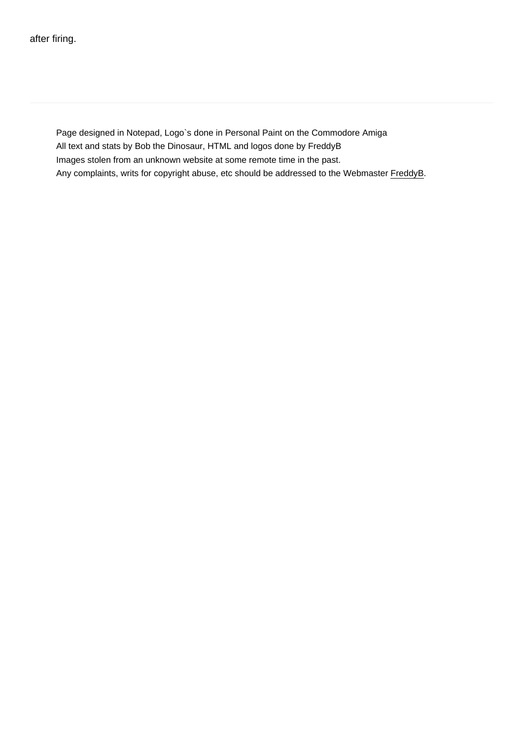after firing.

---

Page designed in Notepad, Logo`s done in Personal Paint on the Commodore Amiga
All text and stats by Bob the Dinosaur, HTML and logos done by FreddyB
Images stolen from an unknown website at some remote time in the past.
Any complaints, writs for copyright abuse, etc should be addressed to the Webmaster FreddyB.